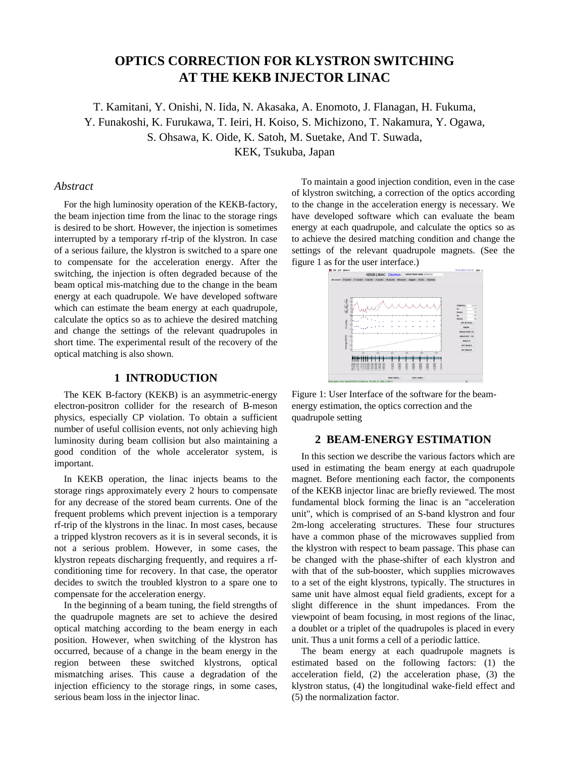# OPTICS CORRECTION FOR KLYSTRON SWITCHING AT THE KEKB INJECTOR LINAC

T. Kamitani, Y. Onishi, N. Iida, N. Akasaka, A. Enomoto, J. Flanagan, H. Fukuma, Y. Funakoshi, K. Furukawa, T. Ieiri, H. Koiso, S. Michizono, T. Nakamura, Y. Ogawa, S. Ohsawa, K. Oide, K. Satoh, M. Suetake, And T. Suwada,
KEK, Tsukuba, Japan

## *Abstract*

For the high luminosity operation of the KEKB-factory, the beam injection time from the linac to the storage rings is desired to be short. However, the injection is sometimes interrupted by a temporary rf-trip of the klystron. In case of a serious failure, the klystron is switched to a spare one to compensate for the acceleration energy. After the switching, the injection is often degraded because of the beam optical mis-matching due to the change in the beam energy at each quadrupole. We have developed software which can estimate the beam energy at each quadrupole, calculate the optics so as to achieve the desired matching and change the settings of the relevant quadrupoles in short time. The experimental result of the recovery of the optical matching is also shown.

## 1 INTRODUCTION

The KEK B-factory (KEKB) is an asymmetric-energy electron-positron collider for the research of B-meson physics, especially CP violation. To obtain a sufficient number of useful collision events, not only achieving high luminosity during beam collision but also maintaining a good condition of the whole accelerator system, is important.

In KEKB operation, the linac injects beams to the storage rings approximately every 2 hours to compensate for any decrease of the stored beam currents. One of the frequent problems which prevent injection is a temporary rf-trip of the klystrons in the linac. In most cases, because a tripped klystron recovers as it is in several seconds, it is not a serious problem. However, in some cases, the klystron repeats discharging frequently, and requires a rf-conditioning time for recovery. In that case, the operator decides to switch the troubled klystron to a spare one to compensate for the acceleration energy.

In the beginning of a beam tuning, the field strengths of the quadrupole magnets are set to achieve the desired optical matching according to the beam energy in each position. However, when switching of the klystron has occurred, because of a change in the beam energy in the region between these switched klystrons, optical mismatching arises. This cause a degradation of the injection efficiency to the storage rings, in some cases, serious beam loss in the injector linac.

To maintain a good injection condition, even in the case of klystron switching, a correction of the optics according to the change in the acceleration energy is necessary. We have developed software which can evaluate the beam energy at each quadrupole, and calculate the optics so as to achieve the desired matching condition and change the settings of the relevant quadrupole magnets. (See the figure 1 as for the user interface.)

Figure 1: User Interface of the software for the beam-energy estimation, the optics correction and the quadrupole setting

## 2 BEAM-ENERGY ESTIMATION

In this section we describe the various factors which are used in estimating the beam energy at each quadrupole magnet. Before mentioning each factor, the components of the KEKB injector linac are briefly reviewed. The most fundamental block forming the linac is an "acceleration unit", which is comprised of an S-band klystron and four 2m-long accelerating structures. These four structures have a common phase of the microwaves supplied from the klystron with respect to beam passage. This phase can be changed with the phase-shifter of each klystron and with that of the sub-booster, which supplies microwaves to a set of the eight klystrons, typically. The structures in same unit have almost equal field gradients, except for a slight difference in the shunt impedances. From the viewpoint of beam focusing, in most regions of the linac, a doublet or a triplet of the quadrupoles is placed in every unit. Thus a unit forms a cell of a periodic lattice.

The beam energy at each quadrupole magnets is estimated based on the following factors: (1) the acceleration field, (2) the acceleration phase, (3) the klystron status, (4) the longitudinal wake-field effect and (5) the normalization factor.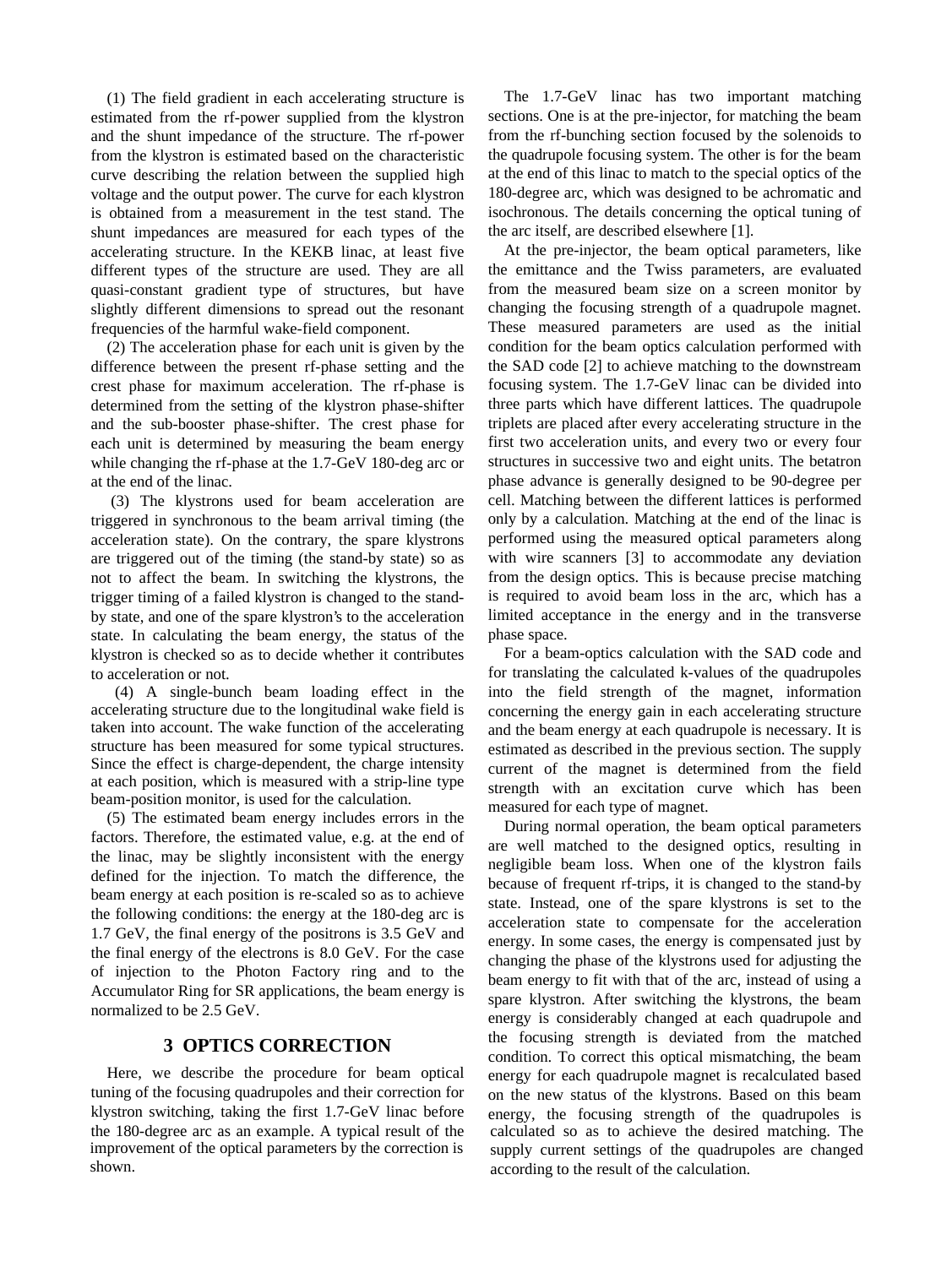(1) The field gradient in each accelerating structure is estimated from the rf-power supplied from the klystron and the shunt impedance of the structure. The rf-power from the klystron is estimated based on the characteristic curve describing the relation between the supplied high voltage and the output power. The curve for each klystron is obtained from a measurement in the test stand. The shunt impedances are measured for each types of the accelerating structure. In the KEKB linac, at least five different types of the structure are used. They are all quasi-constant gradient type of structures, but have slightly different dimensions to spread out the resonant frequencies of the harmful wake-field component.

(2) The acceleration phase for each unit is given by the difference between the present rf-phase setting and the crest phase for maximum acceleration. The rf-phase is determined from the setting of the klystron phase-shifter and the sub-booster phase-shifter. The crest phase for each unit is determined by measuring the beam energy while changing the rf-phase at the 1.7-GeV 180-deg arc or at the end of the linac.

(3) The klystrons used for beam acceleration are triggered in synchronous to the beam arrival timing (the acceleration state). On the contrary, the spare klystrons are triggered out of the timing (the stand-by state) so as not to affect the beam. In switching the klystrons, the trigger timing of a failed klystron is changed to the stand-by state, and one of the spare klystron's to the acceleration state. In calculating the beam energy, the status of the klystron is checked so as to decide whether it contributes to acceleration or not.

(4) A single-bunch beam loading effect in the accelerating structure due to the longitudinal wake field is taken into account. The wake function of the accelerating structure has been measured for some typical structures. Since the effect is charge-dependent, the charge intensity at each position, which is measured with a strip-line type beam-position monitor, is used for the calculation.

(5) The estimated beam energy includes errors in the factors. Therefore, the estimated value, e.g. at the end of the linac, may be slightly inconsistent with the energy defined for the injection. To match the difference, the beam energy at each position is re-scaled so as to achieve the following conditions: the energy at the 180-deg arc is 1.7 GeV, the final energy of the positrons is 3.5 GeV and the final energy of the electrons is 8.0 GeV. For the case of injection to the Photon Factory ring and to the Accumulator Ring for SR applications, the beam energy is normalized to be 2.5 GeV.

## 3 OPTICS CORRECTION

Here, we describe the procedure for beam optical tuning of the focusing quadrupoles and their correction for klystron switching, taking the first 1.7-GeV linac before the 180-degree arc as an example. A typical result of the improvement of the optical parameters by the correction is shown.

The 1.7-GeV linac has two important matching sections. One is at the pre-injector, for matching the beam from the rf-bunching section focused by the solenoids to the quadrupole focusing system. The other is for the beam at the end of this linac to match to the special optics of the 180-degree arc, which was designed to be achromatic and isochronous. The details concerning the optical tuning of the arc itself, are described elsewhere [1].

At the pre-injector, the beam optical parameters, like the emittance and the Twiss parameters, are evaluated from the measured beam size on a screen monitor by changing the focusing strength of a quadrupole magnet. These measured parameters are used as the initial condition for the beam optics calculation performed with the SAD code [2] to achieve matching to the downstream focusing system. The 1.7-GeV linac can be divided into three parts which have different lattices. The quadrupole triplets are placed after every accelerating structure in the first two acceleration units, and every two or every four structures in successive two and eight units. The betatron phase advance is generally designed to be 90-degree per cell. Matching between the different lattices is performed only by a calculation. Matching at the end of the linac is performed using the measured optical parameters along with wire scanners [3] to accommodate any deviation from the design optics. This is because precise matching is required to avoid beam loss in the arc, which has a limited acceptance in the energy and in the transverse phase space.

For a beam-optics calculation with the SAD code and for translating the calculated k-values of the quadrupoles into the field strength of the magnet, information concerning the energy gain in each accelerating structure and the beam energy at each quadrupole is necessary. It is estimated as described in the previous section. The supply current of the magnet is determined from the field strength with an excitation curve which has been measured for each type of magnet.

During normal operation, the beam optical parameters are well matched to the designed optics, resulting in negligible beam loss. When one of the klystron fails because of frequent rf-trips, it is changed to the stand-by state. Instead, one of the spare klystrons is set to the acceleration state to compensate for the acceleration energy. In some cases, the energy is compensated just by changing the phase of the klystrons used for adjusting the beam energy to fit with that of the arc, instead of using a spare klystron. After switching the klystrons, the beam energy is considerably changed at each quadrupole and the focusing strength is deviated from the matched condition. To correct this optical mismatching, the beam energy for each quadrupole magnet is recalculated based on the new status of the klystrons. Based on this beam energy, the focusing strength of the quadrupoles is calculated so as to achieve the desired matching. The supply current settings of the quadrupoles are changed according to the result of the calculation.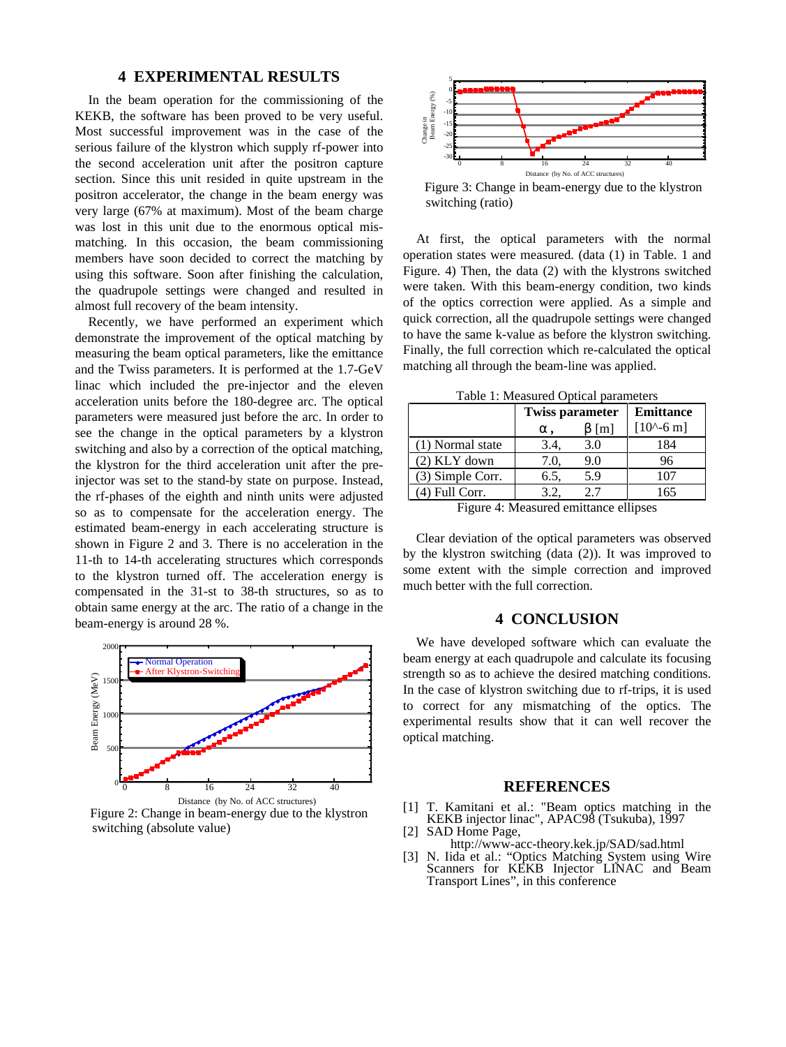## 4 EXPERIMENTAL RESULTS

In the beam operation for the commissioning of the KEKB, the software has been proved to be very useful. Most successful improvement was in the case of the serious failure of the klystron which supply rf-power into the second acceleration unit after the positron capture section. Since this unit resided in quite upstream in the positron accelerator, the change in the beam energy was very large (67% at maximum). Most of the beam charge was lost in this unit due to the enormous optical mis-matching. In this occasion, the beam commissioning members have soon decided to correct the matching by using this software. Soon after finishing the calculation, the quadrupole settings were changed and resulted in almost full recovery of the beam intensity.

Recently, we have performed an experiment which demonstrate the improvement of the optical matching by measuring the beam optical parameters, like the emittance and the Twiss parameters. It is performed at the 1.7-GeV linac which included the pre-injector and the eleven acceleration units before the 180-degree arc. The optical parameters were measured just before the arc. In order to see the change in the optical parameters by a klystron switching and also by a correction of the optical matching, the klystron for the third acceleration unit after the pre-injector was set to the stand-by state on purpose. Instead, the rf-phases of the eighth and ninth units were adjusted so as to compensate for the acceleration energy. The estimated beam-energy in each accelerating structure is shown in Figure 2 and 3. There is no acceleration in the 11-th to 14-th accelerating structures which corresponds to the klystron turned off. The acceleration energy is compensated in the 31-st to 38-th structures, so as to obtain same energy at the arc. The ratio of a change in the beam-energy is around 28 %.

Beam Energy (MeV)
2000
1500
1000
500
0
0 8 16 24 32 40
Normal Operation
After Klystron-Switching
Distance (by No. of ACC structures)

Figure 2: Change in beam-energy due to the klystron switching (absolute value)

Change in Beam Energy (%)
5
0
-5
-10
-15
-20
-25
-30
0 8 16 24 32 40
Distance (by No. of ACC structures)

Figure 3: Change in beam-energy due to the klystron switching (ratio)

At first, the optical parameters with the normal operation states were measured. (data (1) in Table. 1 and Figure. 4) Then, the data (2) with the klystrons switched were taken. With this beam-energy condition, two kinds of the optics correction were applied. As a simple and quick correction, all the quadrupole settings were changed to have the same k-value as before the klystron switching. Finally, the full correction which re-calculated the optical matching all through the beam-line was applied.

Table 1: Measured Optical parameters

| | Twiss parameter | | Emittance |
|---|---|---|---|
| | α , | β [m] | [10^-6 m] |
| (1) Normal state | 3.4, | 3.0 | 184 |
| (2) KLY down | 7.0, | 9.0 | 96 |
| (3) Simple Corr. | 6.5, | 5.9 | 107 |
| (4) Full Corr. | 3.2, | 2.7 | 165 |

Figure 4: Measured emittance ellipses

Clear deviation of the optical parameters was observed by the klystron switching (data (2)). It was improved to some extent with the simple correction and improved much better with the full correction.

## 4 CONCLUSION

We have developed software which can evaluate the beam energy at each quadrupole and calculate its focusing strength so as to achieve the desired matching conditions. In the case of klystron switching due to rf-trips, it is used to correct for any mismatching of the optics. The experimental results show that it can well recover the optical matching.

## REFERENCES

[1] T. Kamitani et al.: "Beam optics matching in the KEKB injector linac", APAC98 (Tsukuba), 1997

[2] SAD Home Page,
http://www-acc-theory.kek.jp/SAD/sad.html

[3] N. Iida et al.: "Optics Matching System using Wire Scanners for KEKB Injector LINAC and Beam Transport Lines", in this conference